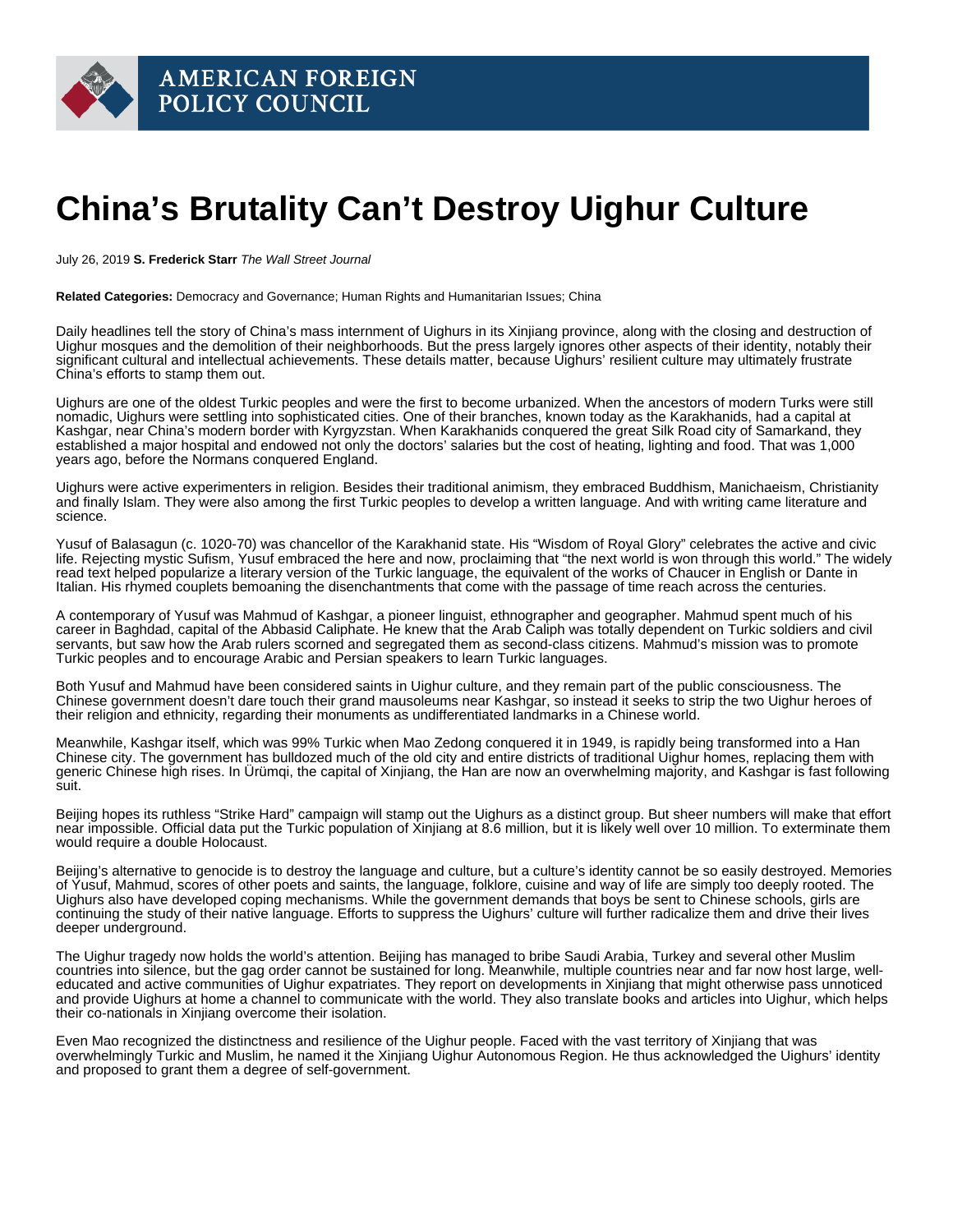# China's Brutality Can't Destroy Uighur Culture

July 26, 2019 **S. Frederick Starr** *The Wall Street Journal*

**Related Categories:** Democracy and Governance; Human Rights and Humanitarian Issues; China

Daily headlines tell the story of China's mass internment of Uighurs in its Xinjiang province, along with the closing and destruction of Uighur mosques and the demolition of their neighborhoods. But the press largely ignores other aspects of their identity, notably their significant cultural and intellectual achievements. These details matter, because Uighurs' resilient culture may ultimately frustrate China's efforts to stamp them out.

Uighurs are one of the oldest Turkic peoples and were the first to become urbanized. When the ancestors of modern Turks were still nomadic, Uighurs were settling into sophisticated cities. One of their branches, known today as the Karakhanids, had a capital at Kashgar, near China's modern border with Kyrgyzstan. When Karakhanids conquered the great Silk Road city of Samarkand, they established a major hospital and endowed not only the doctors' salaries but the cost of heating, lighting and food. That was 1,000 years ago, before the Normans conquered England.

Uighurs were active experimenters in religion. Besides their traditional animism, they embraced Buddhism, Manichaeism, Christianity and finally Islam. They were also among the first Turkic peoples to develop a written language. And with writing came literature and science.

Yusuf of Balasagun (c. 1020-70) was chancellor of the Karakhanid state. His "Wisdom of Royal Glory" celebrates the active and civic life. Rejecting mystic Sufism, Yusuf embraced the here and now, proclaiming that "the next world is won through this world." The widely read text helped popularize a literary version of the Turkic language, the equivalent of the works of Chaucer in English or Dante in Italian. His rhymed couplets bemoaning the disenchantments that come with the passage of time reach across the centuries.

A contemporary of Yusuf was Mahmud of Kashgar, a pioneer linguist, ethnographer and geographer. Mahmud spent much of his career in Baghdad, capital of the Abbasid Caliphate. He knew that the Arab Caliph was totally dependent on Turkic soldiers and civil servants, but saw how the Arab rulers scorned and segregated them as second-class citizens. Mahmud's mission was to promote Turkic peoples and to encourage Arabic and Persian speakers to learn Turkic languages.

Both Yusuf and Mahmud have been considered saints in Uighur culture, and they remain part of the public consciousness. The Chinese government doesn't dare touch their grand mausoleums near Kashgar, so instead it seeks to strip the two Uighur heroes of their religion and ethnicity, regarding their monuments as undifferentiated landmarks in a Chinese world.

Meanwhile, Kashgar itself, which was 99% Turkic when Mao Zedong conquered it in 1949, is rapidly being transformed into a Han Chinese city. The government has bulldozed much of the old city and entire districts of traditional Uighur homes, replacing them with generic Chinese high rises. In Ürümqi, the capital of Xinjiang, the Han are now an overwhelming majority, and Kashgar is fast following suit.

Beijing hopes its ruthless "Strike Hard" campaign will stamp out the Uighurs as a distinct group. But sheer numbers will make that effort near impossible. Official data put the Turkic population of Xinjiang at 8.6 million, but it is likely well over 10 million. To exterminate them would require a double Holocaust.

Beijing's alternative to genocide is to destroy the language and culture, but a culture's identity cannot be so easily destroyed. Memories of Yusuf, Mahmud, scores of other poets and saints, the language, folklore, cuisine and way of life are simply too deeply rooted. The Uighurs also have developed coping mechanisms. While the government demands that boys be sent to Chinese schools, girls are continuing the study of their native language. Efforts to suppress the Uighurs' culture will further radicalize them and drive their lives deeper underground.

The Uighur tragedy now holds the world's attention. Beijing has managed to bribe Saudi Arabia, Turkey and several other Muslim countries into silence, but the gag order cannot be sustained for long. Meanwhile, multiple countries near and far now host large, well-educated and active communities of Uighur expatriates. They report on developments in Xinjiang that might otherwise pass unnoticed and provide Uighurs at home a channel to communicate with the world. They also translate books and articles into Uighur, which helps their co-nationals in Xinjiang overcome their isolation.

Even Mao recognized the distinctness and resilience of the Uighur people. Faced with the vast territory of Xinjiang that was overwhelmingly Turkic and Muslim, he named it the Xinjiang Uighur Autonomous Region. He thus acknowledged the Uighurs' identity and proposed to grant them a degree of self-government.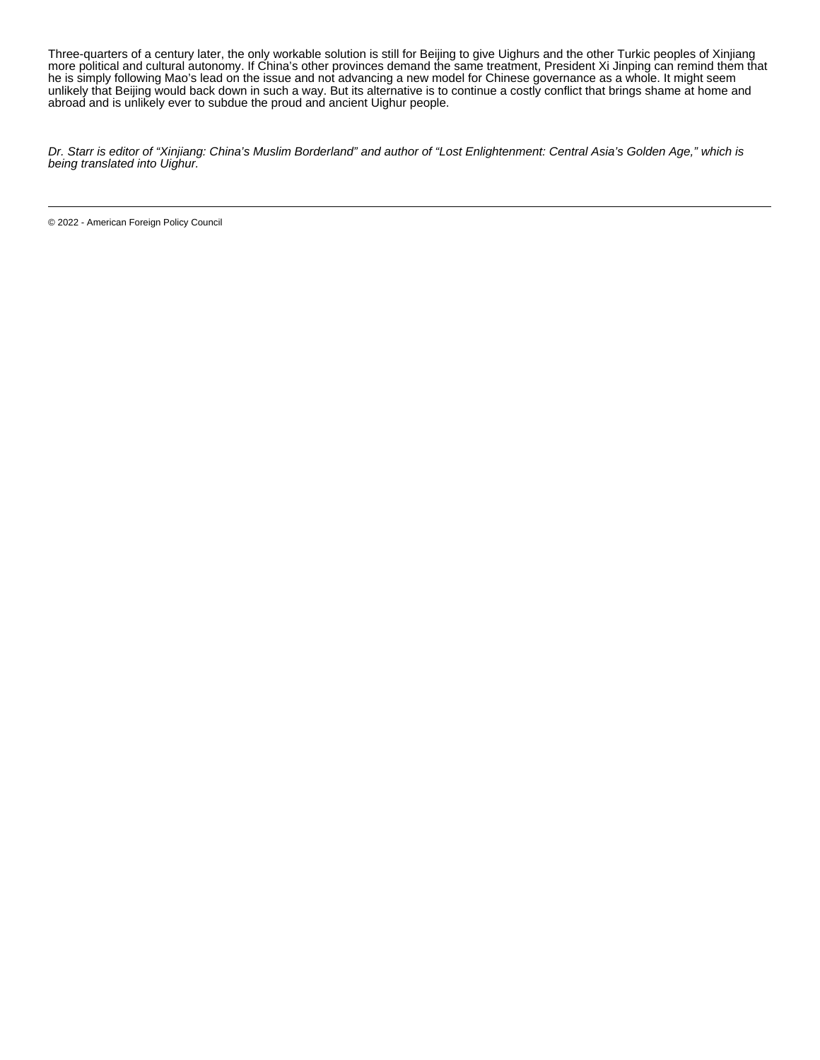Three-quarters of a century later, the only workable solution is still for Beijing to give Uighurs and the other Turkic peoples of Xinjiang more political and cultural autonomy. If China's other provinces demand the same treatment, President Xi Jinping can remind them that he is simply following Mao's lead on the issue and not advancing a new model for Chinese governance as a whole. It might seem unlikely that Beijing would back down in such a way. But its alternative is to continue a costly conflict that brings shame at home and abroad and is unlikely ever to subdue the proud and ancient Uighur people.

*Dr. Starr is editor of "Xinjiang: China's Muslim Borderland" and author of "Lost Enlightenment: Central Asia's Golden Age," which is being translated into Uighur.*

---

© 2022 - American Foreign Policy Council